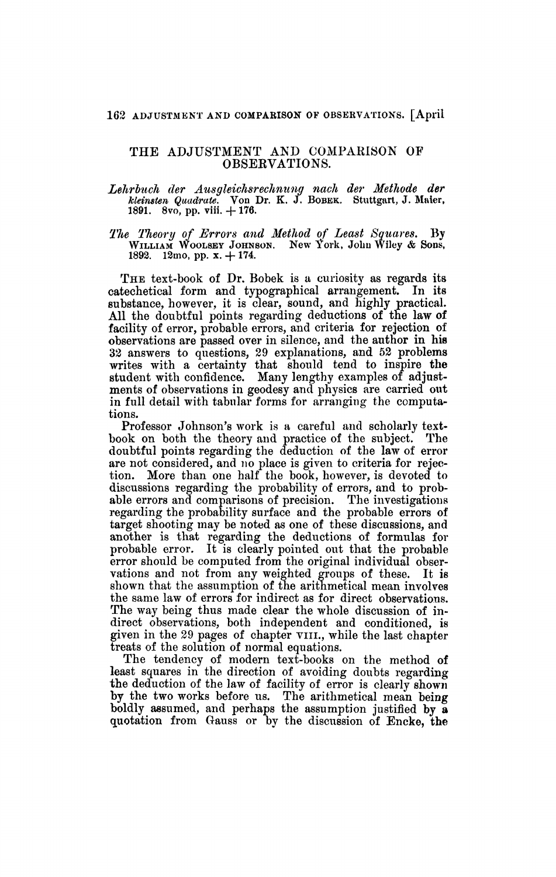# THE ADJUSTMENT AND COMPARISON OF OBSERVATIONS.

*Lehrbuch der Ausgleichsrechnung nach der Methode der kleinsten Quadrate.* Von Dr. K. J. BOBEK. Stuttgart, J. Maier, 1891. 8vo, pp. viii. + 176.

*The Theory of Errors and Method of Least Squares.* By WILLIAM WOOLSEY JOHNSON. New York, John Wiley & Sons, 1892. 12mo, pp. x. + 174.

THE text-book of Dr. Bobek is a curiosity as regards its catechetical form and typographical arrangement. In its substance, however, it is clear, sound, and highly practical. All the doubtful points regarding deductions of the law of facility of error, probable errors, and criteria for rejection of observations are passed over in silence, and the author in his 32 answers to questions, 29 explanations, and 52 problems writes with a certainty that should tend to inspire the student with confidence. Many lengthy examples of adjustments of observations in geodesy and physics are carried out in full detail with tabular forms for arranging the computations.

Professor Johnson's work is a careful and scholarly text-book on both the theory and practice of the subject. The doubtful points regarding the deduction of the law of error are not considered, and no place is given to criteria for rejection. More than one half the book, however, is devoted to discussions regarding the probability of errors, and to probable errors and comparisons of precision. The investigations regarding the probability surface and the probable errors of target shooting may be noted as one of these discussions, and another is that regarding the deductions of formulas for probable error. It is clearly pointed out that the probable error should be computed from the original individual observations and not from any weighted groups of these. It is shown that the assumption of the arithmetical mean involves the same law of errors for indirect as for direct observations. The way being thus made clear the whole discussion of indirect observations, both independent and conditioned, is given in the 29 pages of chapter VIII., while the last chapter treats of the solution of normal equations.

The tendency of modern text-books on the method of least squares in the direction of avoiding doubts regarding the deduction of the law of facility of error is clearly shown by the two works before us. The arithmetical mean being boldly assumed, and perhaps the assumption justified by a quotation from Gauss or by the discussion of Encke, the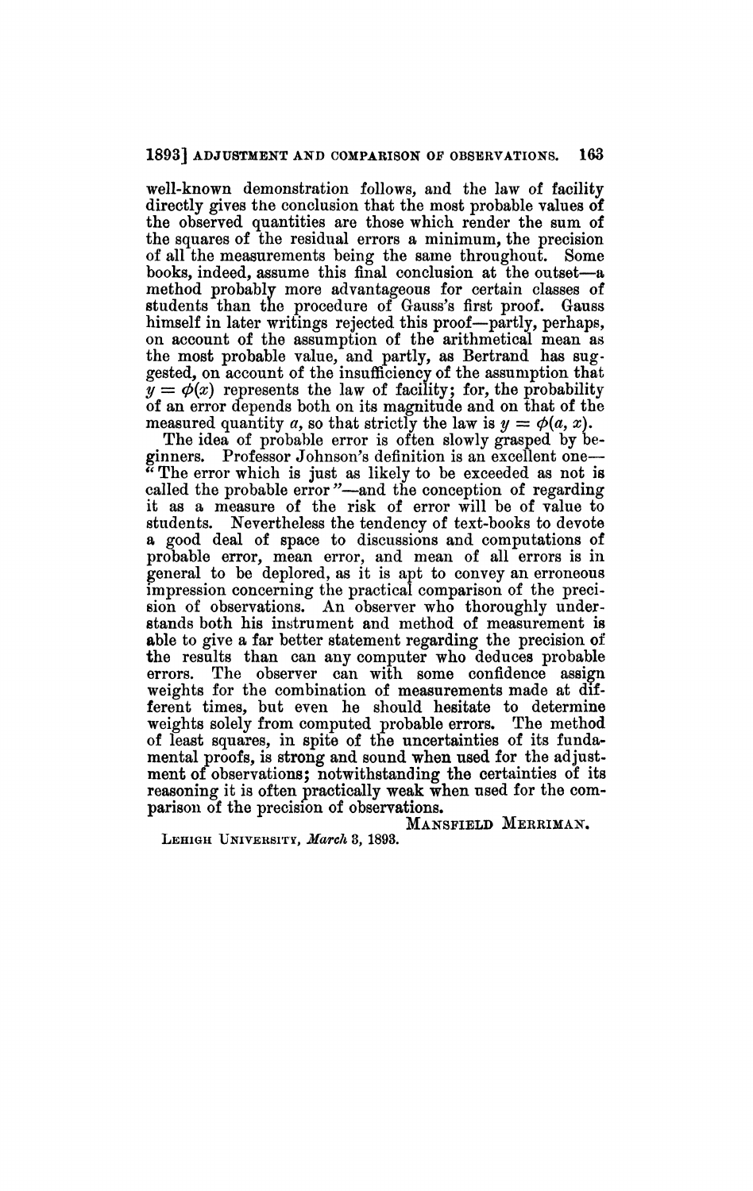well-known demonstration follows, and the law of facility directly gives the conclusion that the most probable values of the observed quantities are those which render the sum of the squares of the residual errors a minimum, the precision of all the measurements being the same throughout. Some books, indeed, assume this final conclusion at the outset—a method probably more advantageous for certain classes of students than the procedure of Gauss's first proof. Gauss himself in later writings rejected this proof—partly, perhaps, on account of the assumption of the arithmetical mean as the most probable value, and partly, as Bertrand has suggested, on account of the insufficiency of the assumption that $y = \phi(x)$ represents the law of facility; for, the probability of an error depends both on its magnitude and on that of the measured quantity $a$, so that strictly the law is $y = \phi(a, x)$.

The idea of probable error is often slowly grasped by beginners. Professor Johnson's definition is an excellent one—"The error which is just as likely to be exceeded as not is called the probable error"—and the conception of regarding it as a measure of the risk of error will be of value to students. Nevertheless the tendency of text-books to devote a good deal of space to discussions and computations of probable error, mean error, and mean of all errors is in general to be deplored, as it is apt to convey an erroneous impression concerning the practical comparison of the precision of observations. An observer who thoroughly understands both his instrument and method of measurement is able to give a far better statement regarding the precision of the results than can any computer who deduces probable errors. The observer can with some confidence assign weights for the combination of measurements made at different times, but even he should hesitate to determine weights solely from computed probable errors. The method of least squares, in spite of the uncertainties of its fundamental proofs, is strong and sound when used for the adjustment of observations; notwithstanding the certainties of its reasoning it is often practically weak when used for the comparison of the precision of observations.

MANSFIELD MERRIMAN.

LEHIGH UNIVERSITY, *March* 3, 1893.